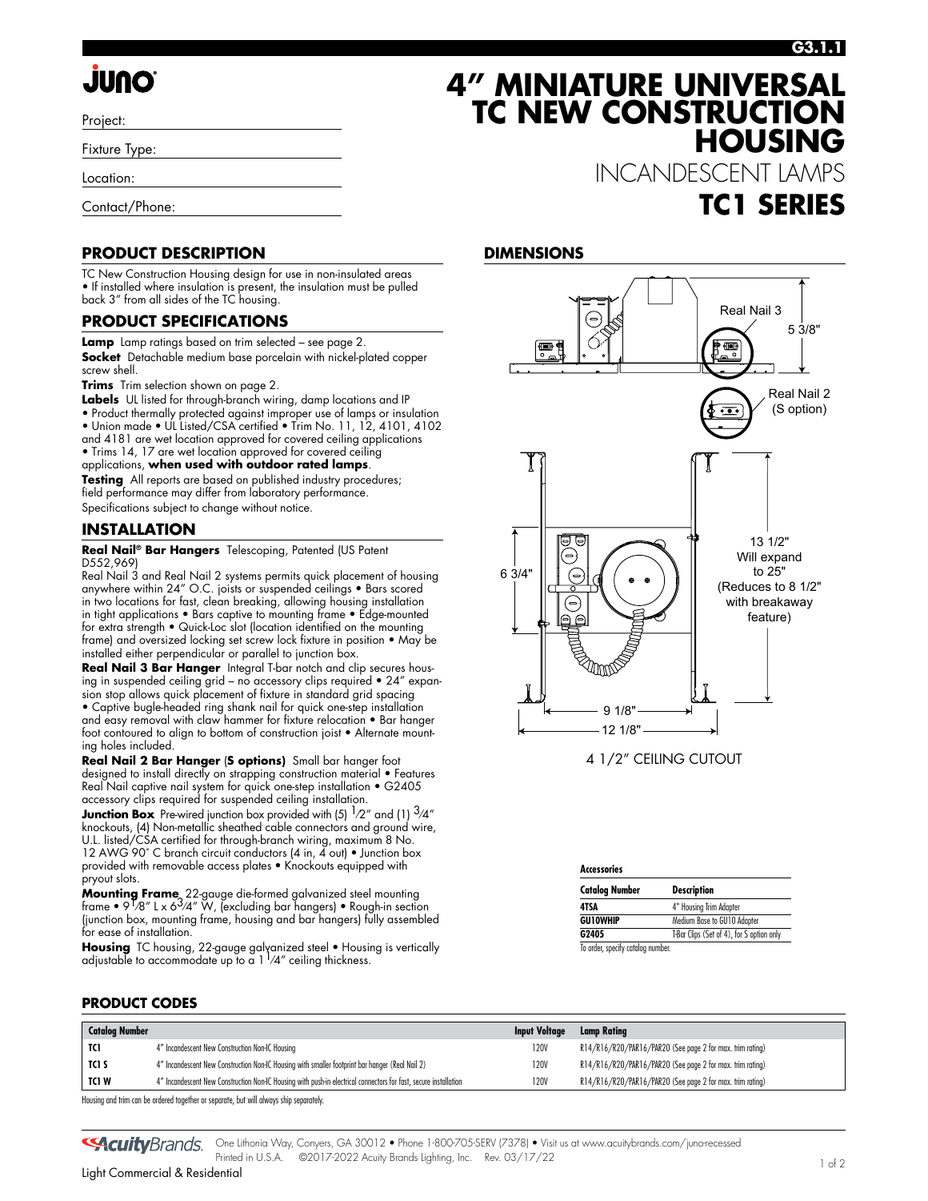G3.1.1

juno

Project:

Fixture Type:

Location:

Contact/Phone:

# 4" MINIATURE UNIVERSAL TC NEW CONSTRUCTION HOUSING

INCANDESCENT LAMPS

## TC1 SERIES

## PRODUCT DESCRIPTION

TC New Construction Housing design for use in non-insulated areas • If installed where insulation is present, the insulation must be pulled back 3" from all sides of the TC housing.

## PRODUCT SPECIFICATIONS

**Lamp** Lamp ratings based on trim selected – see page 2.

**Socket** Detachable medium base porcelain with nickel-plated copper screw shell.

**Trims** Trim selection shown on page 2.

**Labels** UL listed for through-branch wiring, damp locations and IP • Product thermally protected against improper use of lamps or insulation • Union made • UL Listed/CSA certified • Trim No. 11, 12, 4101, 4102 and 4181 are wet location approved for covered ceiling applications • Trims 14, 17 are wet location approved for covered ceiling applications, **when used with outdoor rated lamps**.

**Testing** All reports are based on published industry procedures; field performance may differ from laboratory performance.

Specifications subject to change without notice.

## INSTALLATION

**Real Nail® Bar Hangers** Telescoping, Patented (US Patent D552,969)

Real Nail 3 and Real Nail 2 systems permits quick placement of housing anywhere within 24" O.C. joists or suspended ceilings • Bars scored in two locations for fast, clean breaking, allowing housing installation in tight applications • Bars captive to mounting frame • Edge-mounted for extra strength • Quick-Loc slot (location identified on the mounting frame) and oversized locking set screw lock fixture in position • May be installed either perpendicular or parallel to junction box.

**Real Nail 3 Bar Hanger** Integral T-bar notch and clip secures housing in suspended ceiling grid – no accessory clips required • 24" expansion stop allows quick placement of fixture in standard grid spacing • Captive bugle-headed ring shank nail for quick one-step installation and easy removal with claw hammer for fixture relocation • Bar hanger foot contoured to align to bottom of construction joist • Alternate mounting holes included.

**Real Nail 2 Bar Hanger (S options)** Small bar hanger foot designed to install directly on strapping construction material • Features Real Nail captive nail system for quick one-step installation • G2405 accessory clips required for suspended ceiling installation.

**Junction Box** Pre-wired junction box provided with (5) 1/2" and (1) 3/4" knockouts, (4) Non-metallic sheathed cable connectors and ground wire, U.L. listed/CSA certified for through-branch wiring, maximum 8 No. 12 AWG 90° C branch circuit conductors (4 in, 4 out) • Junction box provided with removable access plates • Knockouts equipped with pryout slots.

**Mounting Frame** 22-gauge die-formed galvanized steel mounting frame • 9 1/8" L x 6 3/4" W, (excluding bar hangers) • Rough-in section (junction box, mounting frame, housing and bar hangers) fully assembled for ease of installation.

**Housing** TC housing, 22-gauge galvanized steel • Housing is vertically adjustable to accommodate up to a 1 1/4" ceiling thickness.

## DIMENSIONS

Real Nail 3 — 5 3/8"

Real Nail 2 (S option)

6 3/4" — 13 1/2" Will expand to 25" (Reduces to 8 1/2" with breakaway feature)

9 1/8" — 12 1/8"

4 1/2" CEILING CUTOUT

**Accessories**

| Catalog Number | Description |
|---|---|
| 4TSA | 4" Housing Trim Adapter |
| GU10WHIP | Medium Base to GU10 Adapter |
| G2405 | T-Bar Clips (Set of 4), for S option only |

To order, specify catalog number.

## PRODUCT CODES

| Catalog Number | | Input Voltage | Lamp Rating |
|---|---|---|---|
| TC1 | 4" Incandescent New Construction Non-IC Housing | 120V | R14/R16/R20/PAR16/PAR20 (See page 2 for max. trim rating) |
| TC1 S | 4" Incandescent New Construction Non-IC Housing with smaller footprint bar hanger (Real Nail 2) | 120V | R14/R16/R20/PAR16/PAR20 (See page 2 for max. trim rating) |
| TC1 W | 4" Incandescent New Construction Non-IC Housing with push-in electrical connectors for fast, secure installation | 120V | R14/R16/R20/PAR16/PAR20 (See page 2 for max. trim rating) |

Housing and trim can be ordered together or separate, but will always ship separately.

AcuityBrands. One Lithonia Way, Conyers, GA 30012 • Phone 1-800-705-SERV (7378) • Visit us at www.acuitybrands.com/juno-recessed
Printed in U.S.A. ©2017-2022 Acuity Brands Lighting, Inc. Rev. 03/17/22

Light Commercial & Residential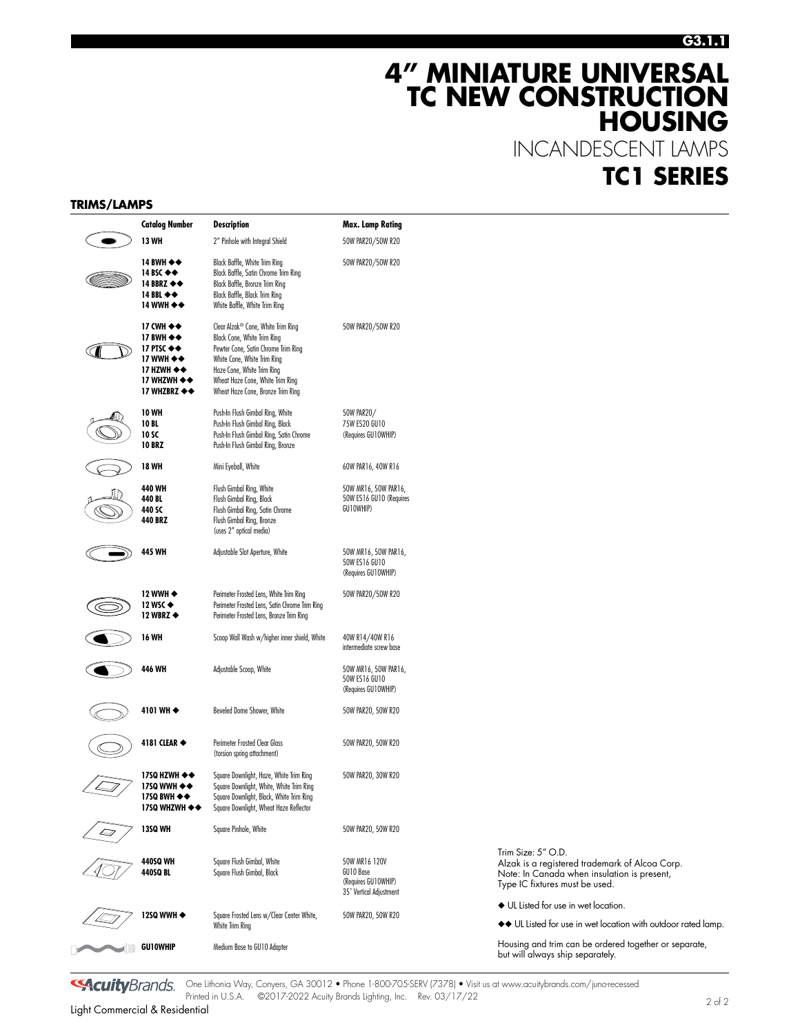# 4" MINIATURE UNIVERSAL TC NEW CONSTRUCTION HOUSING

INCANDESCENT LAMPS

## TC1 SERIES

### TRIMS/LAMPS

| Catalog Number | Description | Max. Lamp Rating |
|---|---|---|
| 13 WH | 2" Pinhole with Integral Shield | 50W PAR20/50W R20 |
| 14 BWH ◆◆<br>14 BSC ◆◆<br>14 BBRZ ◆◆<br>14 BBL ◆◆<br>14 WWH ◆◆ | Black Baffle, White Trim Ring<br>Black Baffle, Satin Chrome Trim Ring<br>Black Baffle, Bronze Trim Ring<br>Black Baffle, Black Trim Ring<br>White Baffle, White Trim Ring | 50W PAR20/50W R20 |
| 17 CWH ◆◆<br>17 BWH ◆◆<br>17 PTSC ◆◆<br>17 WWH ◆◆<br>17 HZWH ◆◆<br>17 WHZWH ◆◆<br>17 WHZBRZ ◆◆ | Clear Alzak® Cone, White Trim Ring<br>Black Cone, White Trim Ring<br>Pewter Cone, Satin Chrome Trim Ring<br>White Cone, White Trim Ring<br>Haze Cone, White Trim Ring<br>Wheat Haze Cone, White Trim Ring<br>Wheat Haze Cone, Bronze Trim Ring | 50W PAR20/50W R20 |
| 10 WH<br>10 BL<br>10 SC<br>10 BRZ | Push-In Flush Gimbal Ring, White<br>Push-In Flush Gimbal Ring, Black<br>Push-In Flush Gimbal Ring, Satin Chrome<br>Push-In Flush Gimbal Ring, Bronze | 50W PAR20/<br>75W ES20 GU10<br>(Requires GU10WHIP) |
| 18 WH | Mini Eyeball, White | 60W PAR16, 40W R16 |
| 440 WH<br>440 BL<br>440 SC<br>440 BRZ | Flush Gimbal Ring, White<br>Flush Gimbal Ring, Black<br>Flush Gimbal Ring, Satin Chrome<br>Flush Gimbal Ring, Bronze<br>(uses 2" optical media) | 50W MR16, 50W PAR16,<br>50W ES16 GU10 (Requires GU10WHIP) |
| 445 WH | Adjustable Slot Aperture, White | 50W MR16, 50W PAR16,<br>50W ES16 GU10<br>(Requires GU10WHIP) |
| 12 WWH ◆<br>12 WSC ◆<br>12 WBRZ ◆ | Perimeter Frosted Lens, White Trim Ring<br>Perimeter Frosted Lens, Satin Chrome Trim Ring<br>Perimeter Frosted Lens, Bronze Trim Ring | 50W PAR20/50W R20 |
| 16 WH | Scoop Wall Wash w/higher inner shield, White | 40W R14/40W R16<br>intermediate screw base |
| 446 WH | Adjustable Scoop, White | 50W MR16, 50W PAR16,<br>50W ES16 GU10<br>(Requires GU10WHIP) |
| 4101 WH ◆ | Beveled Dome Shower, White | 50W PAR20, 50W R20 |
| 4181 CLEAR ◆ | Perimeter Frosted Clear Glass<br>(torsion spring attachment) | 50W PAR20, 50W R20 |
| 17SQ HZWH ◆◆<br>17SQ WWH ◆◆<br>17SQ BWH ◆◆<br>17SQ WHZWH ◆◆ | Square Downlight, Haze, White Trim Ring<br>Square Downlight, White, White Trim Ring<br>Square Downlight, Black, White Trim Ring<br>Square Downlight, Wheat Haze Reflector | 50W PAR20, 30W R20 |
| 13SQ WH | Square Pinhole, White | 50W PAR20, 50W R20 |
| 440SQ WH<br>440SQ BL | Square Flush Gimbal, White<br>Square Flush Gimbal, Black | 50W MR16 120V<br>GU10 Base<br>(Requires GU10WHIP)<br>35° Vertical Adjustment |
| 12SQ WWH ◆ | Square Frosted Lens w/Clear Center White, White Trim Ring | 50W PAR20, 50W R20 |
| GU10WHIP | Medium Base to GU10 Adapter | |

Trim Size: 5" O.D.
Alzak is a registered trademark of Alcoa Corp.
Note: In Canada when insulation is present, Type IC fixtures must be used.

◆ UL Listed for use in wet location.

◆◆ UL Listed for use in wet location with outdoor rated lamp.

Housing and trim can be ordered together or separate, but will always ship separately.

AcuityBrands. One Lithonia Way, Conyers, GA 30012 • Phone 1-800-705-SERV (7378) • Visit us at www.acuitybrands.com/juno-recessed
Printed in U.S.A. ©2017-2022 Acuity Brands Lighting, Inc. Rev. 03/17/22

Light Commercial & Residential